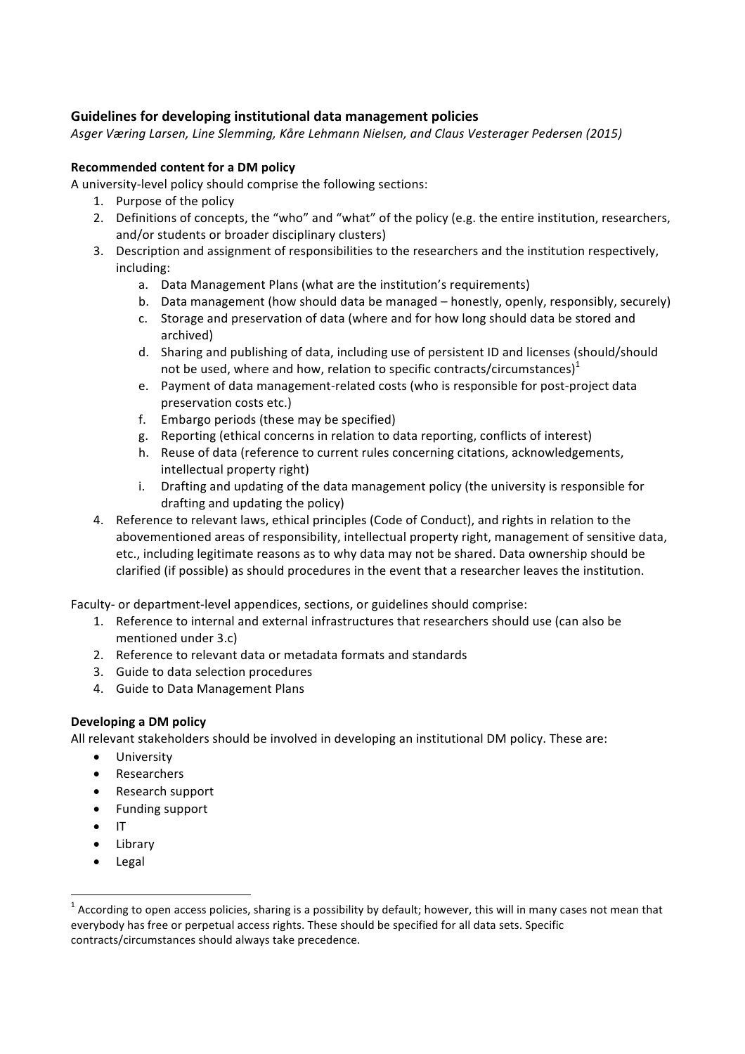## Guidelines for developing institutional data management policies

*Asger Væring Larsen, Line Slemming, Kåre Lehmann Nielsen, and Claus Vesterager Pedersen (2015)*

### Recommended content for a DM policy

A university-level policy should comprise the following sections:

1. Purpose of the policy
2. Definitions of concepts, the "who" and "what" of the policy (e.g. the entire institution, researchers, and/or students or broader disciplinary clusters)
3. Description and assignment of responsibilities to the researchers and the institution respectively, including:
   a. Data Management Plans (what are the institution's requirements)
   b. Data management (how should data be managed – honestly, openly, responsibly, securely)
   c. Storage and preservation of data (where and for how long should data be stored and archived)
   d. Sharing and publishing of data, including use of persistent ID and licenses (should/should not be used, where and how, relation to specific contracts/circumstances)[1]
   e. Payment of data management-related costs (who is responsible for post-project data preservation costs etc.)
   f. Embargo periods (these may be specified)
   g. Reporting (ethical concerns in relation to data reporting, conflicts of interest)
   h. Reuse of data (reference to current rules concerning citations, acknowledgements, intellectual property right)
   i. Drafting and updating of the data management policy (the university is responsible for drafting and updating the policy)
4. Reference to relevant laws, ethical principles (Code of Conduct), and rights in relation to the abovementioned areas of responsibility, intellectual property right, management of sensitive data, etc., including legitimate reasons as to why data may not be shared. Data ownership should be clarified (if possible) as should procedures in the event that a researcher leaves the institution.

Faculty- or department-level appendices, sections, or guidelines should comprise:

1. Reference to internal and external infrastructures that researchers should use (can also be mentioned under 3.c)
2. Reference to relevant data or metadata formats and standards
3. Guide to data selection procedures
4. Guide to Data Management Plans

### Developing a DM policy

All relevant stakeholders should be involved in developing an institutional DM policy. These are:

- University
- Researchers
- Research support
- Funding support
- IT
- Library
- Legal

---

[1] According to open access policies, sharing is a possibility by default; however, this will in many cases not mean that everybody has free or perpetual access rights. These should be specified for all data sets. Specific contracts/circumstances should always take precedence.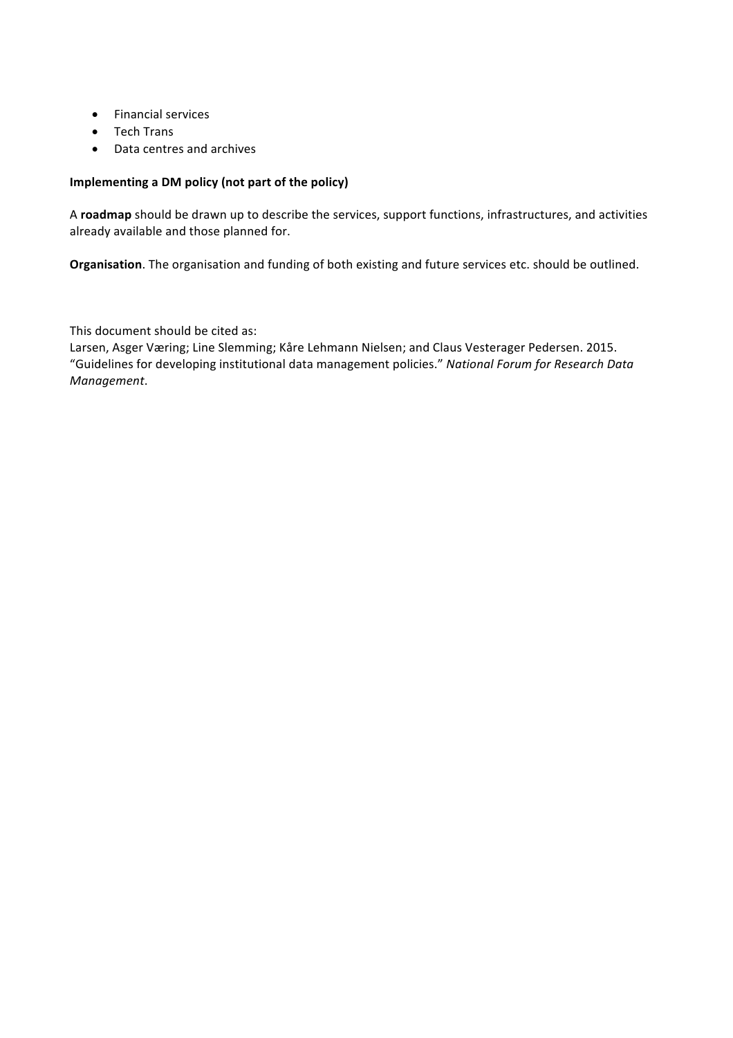- Financial services
- Tech Trans
- Data centres and archives

**Implementing a DM policy (not part of the policy)**

A **roadmap** should be drawn up to describe the services, support functions, infrastructures, and activities already available and those planned for.

**Organisation**. The organisation and funding of both existing and future services etc. should be outlined.

This document should be cited as:
Larsen, Asger Væring; Line Slemming; Kåre Lehmann Nielsen; and Claus Vesterager Pedersen. 2015. "Guidelines for developing institutional data management policies." *National Forum for Research Data Management*.